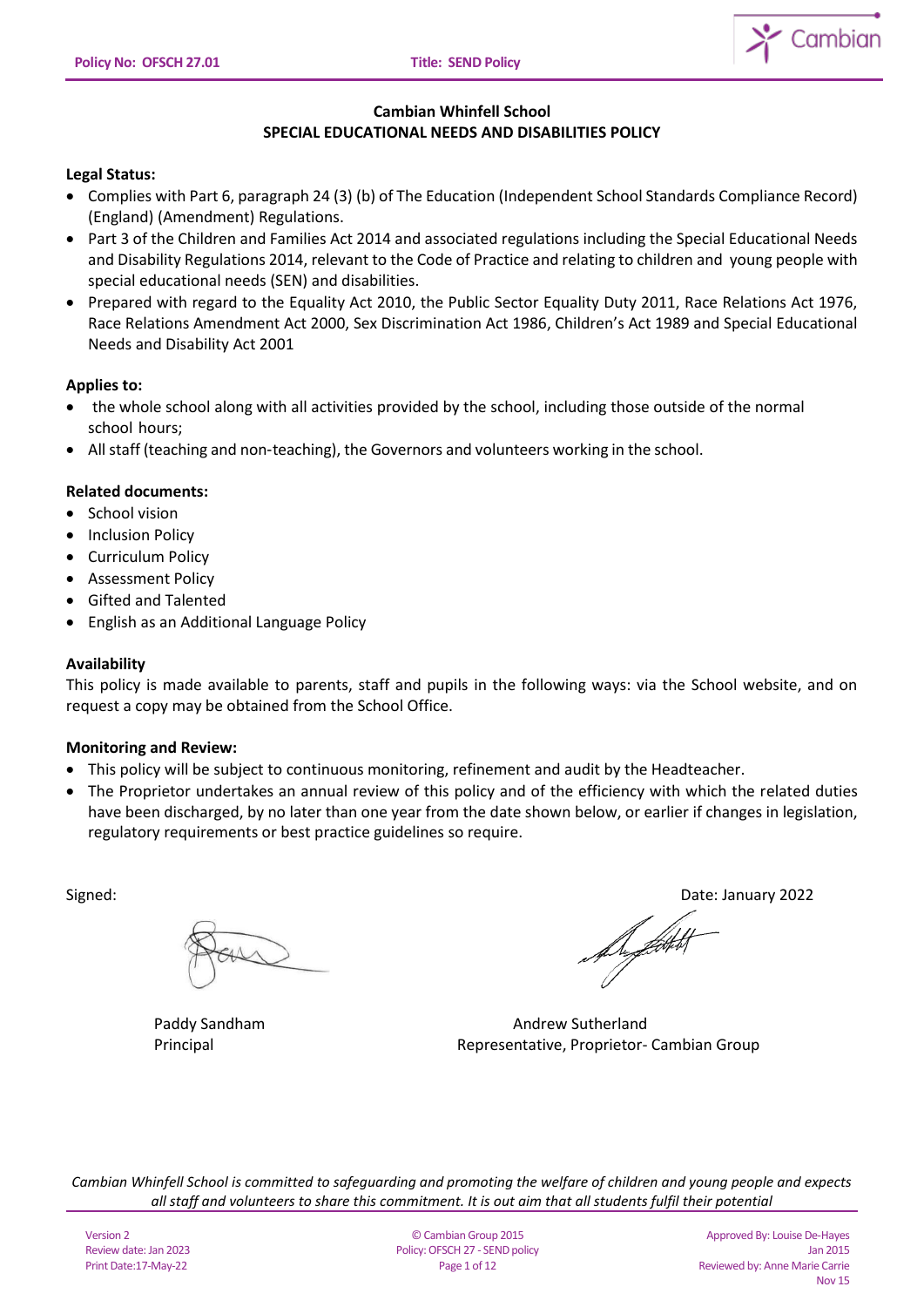# Cambian Whinfell School
## SPECIAL EDUCATIONAL NEEDS AND DISABILITIES POLICY

**Legal Status:**

- Complies with Part 6, paragraph 24 (3) (b) of The Education (Independent School Standards Compliance Record) (England) (Amendment) Regulations.
- Part 3 of the Children and Families Act 2014 and associated regulations including the Special Educational Needs and Disability Regulations 2014, relevant to the Code of Practice and relating to children and young people with special educational needs (SEN) and disabilities.
- Prepared with regard to the Equality Act 2010, the Public Sector Equality Duty 2011, Race Relations Act 1976, Race Relations Amendment Act 2000, Sex Discrimination Act 1986, Children's Act 1989 and Special Educational Needs and Disability Act 2001

**Applies to:**

- the whole school along with all activities provided by the school, including those outside of the normal school hours;
- All staff (teaching and non-teaching), the Governors and volunteers working in the school.

**Related documents:**

- School vision
- Inclusion Policy
- Curriculum Policy
- Assessment Policy
- Gifted and Talented
- English as an Additional Language Policy

**Availability**

This policy is made available to parents, staff and pupils in the following ways: via the School website, and on request a copy may be obtained from the School Office.

**Monitoring and Review:**

- This policy will be subject to continuous monitoring, refinement and audit by the Headteacher.
- The Proprietor undertakes an annual review of this policy and of the efficiency with which the related duties have been discharged, by no later than one year from the date shown below, or earlier if changes in legislation, regulatory requirements or best practice guidelines so require.

Signed: Date: January 2022

Paddy Sandham
Principal

Andrew Sutherland
Representative, Proprietor- Cambian Group

*Cambian Whinfell School is committed to safeguarding and promoting the welfare of children and young people and expects all staff and volunteers to share this commitment. It is out aim that all students fulfil their potential*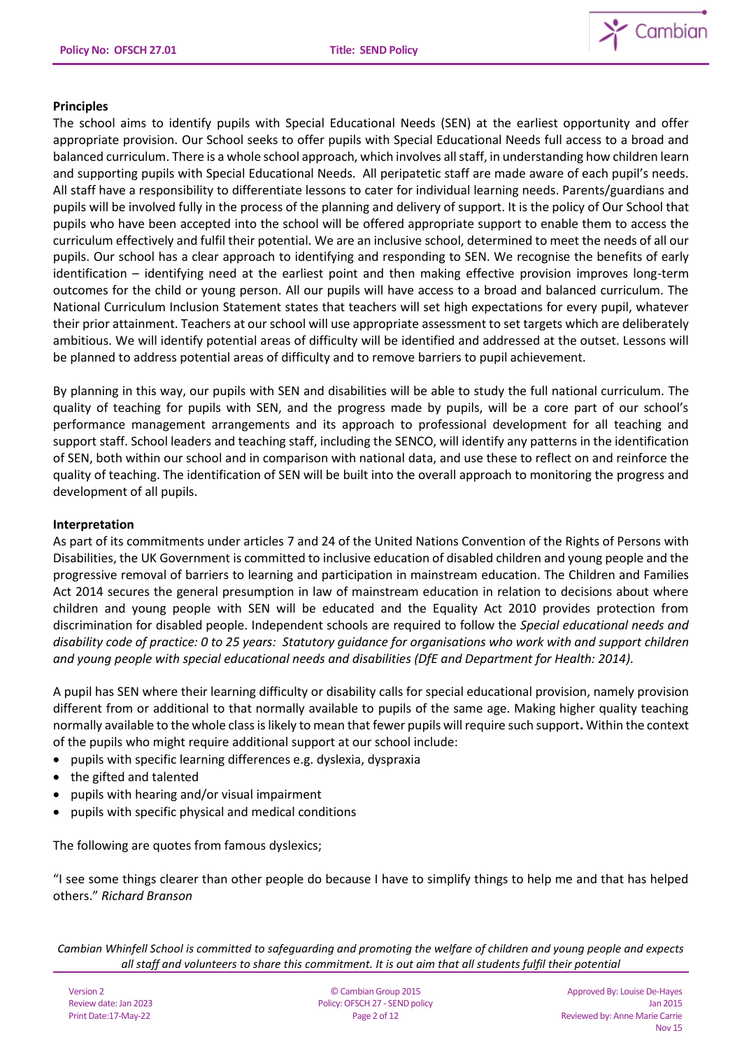**Principles**

The school aims to identify pupils with Special Educational Needs (SEN) at the earliest opportunity and offer appropriate provision. Our School seeks to offer pupils with Special Educational Needs full access to a broad and balanced curriculum. There is a whole school approach, which involves all staff, in understanding how children learn and supporting pupils with Special Educational Needs. All peripatetic staff are made aware of each pupil's needs. All staff have a responsibility to differentiate lessons to cater for individual learning needs. Parents/guardians and pupils will be involved fully in the process of the planning and delivery of support. It is the policy of Our School that pupils who have been accepted into the school will be offered appropriate support to enable them to access the curriculum effectively and fulfil their potential. We are an inclusive school, determined to meet the needs of all our pupils. Our school has a clear approach to identifying and responding to SEN. We recognise the benefits of early identification – identifying need at the earliest point and then making effective provision improves long-term outcomes for the child or young person. All our pupils will have access to a broad and balanced curriculum. The National Curriculum Inclusion Statement states that teachers will set high expectations for every pupil, whatever their prior attainment. Teachers at our school will use appropriate assessment to set targets which are deliberately ambitious. We will identify potential areas of difficulty will be identified and addressed at the outset. Lessons will be planned to address potential areas of difficulty and to remove barriers to pupil achievement.

By planning in this way, our pupils with SEN and disabilities will be able to study the full national curriculum. The quality of teaching for pupils with SEN, and the progress made by pupils, will be a core part of our school's performance management arrangements and its approach to professional development for all teaching and support staff. School leaders and teaching staff, including the SENCO, will identify any patterns in the identification of SEN, both within our school and in comparison with national data, and use these to reflect on and reinforce the quality of teaching. The identification of SEN will be built into the overall approach to monitoring the progress and development of all pupils.

**Interpretation**

As part of its commitments under articles 7 and 24 of the United Nations Convention of the Rights of Persons with Disabilities, the UK Government is committed to inclusive education of disabled children and young people and the progressive removal of barriers to learning and participation in mainstream education. The Children and Families Act 2014 secures the general presumption in law of mainstream education in relation to decisions about where children and young people with SEN will be educated and the Equality Act 2010 provides protection from discrimination for disabled people. Independent schools are required to follow the *Special educational needs and disability code of practice: 0 to 25 years: Statutory guidance for organisations who work with and support children and young people with special educational needs and disabilities (DfE and Department for Health: 2014).*

A pupil has SEN where their learning difficulty or disability calls for special educational provision, namely provision different from or additional to that normally available to pupils of the same age. Making higher quality teaching normally available to the whole class is likely to mean that fewer pupils will require such support**.** Within the context of the pupils who might require additional support at our school include:

- pupils with specific learning differences e.g. dyslexia, dyspraxia
- the gifted and talented
- pupils with hearing and/or visual impairment
- pupils with specific physical and medical conditions

The following are quotes from famous dyslexics;

"I see some things clearer than other people do because I have to simplify things to help me and that has helped others." *Richard Branson*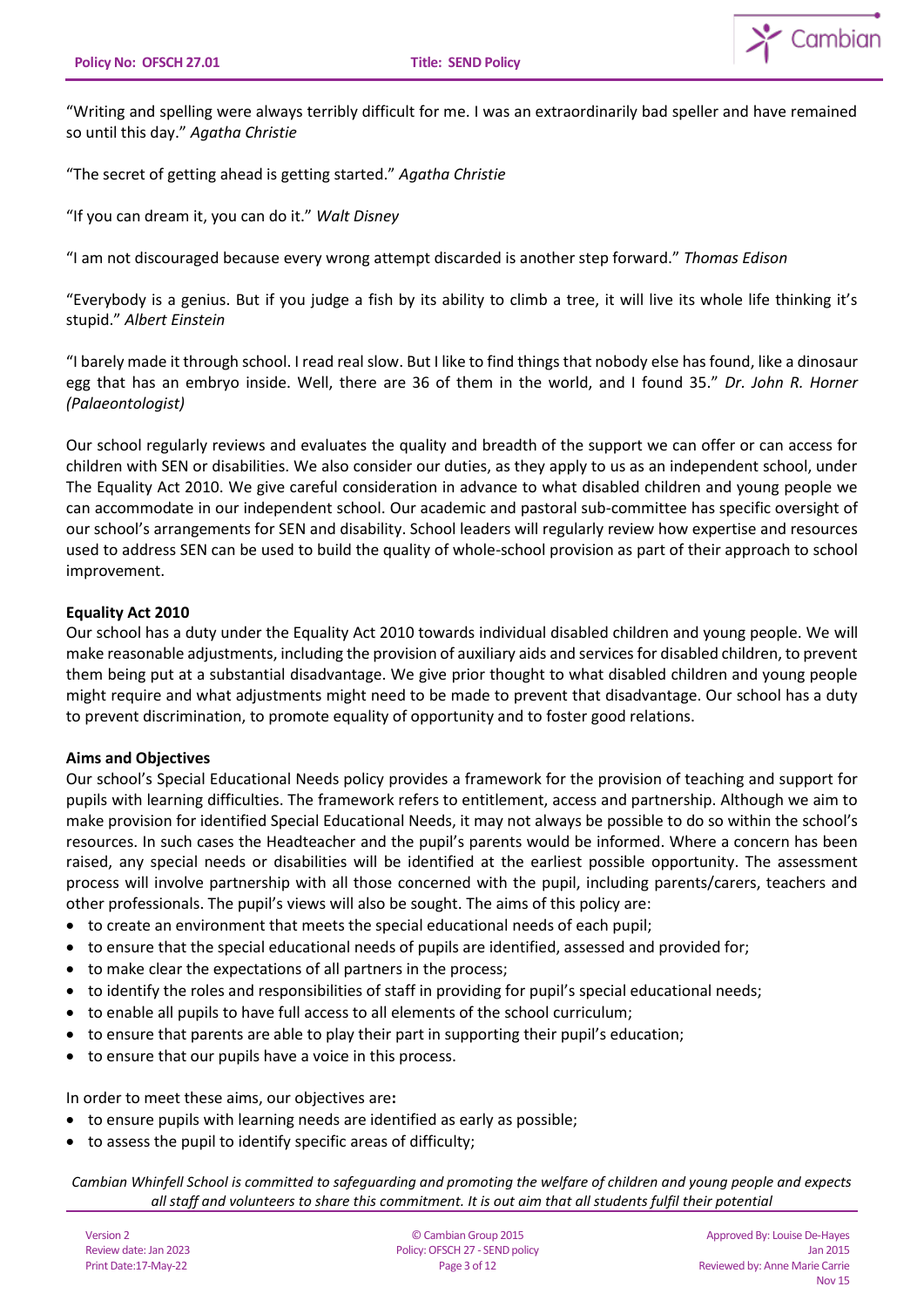"Writing and spelling were always terribly difficult for me. I was an extraordinarily bad speller and have remained so until this day." *Agatha Christie*

"The secret of getting ahead is getting started." *Agatha Christie*

"If you can dream it, you can do it." *Walt Disney*

"I am not discouraged because every wrong attempt discarded is another step forward." *Thomas Edison*

"Everybody is a genius. But if you judge a fish by its ability to climb a tree, it will live its whole life thinking it's stupid." *Albert Einstein*

"I barely made it through school. I read real slow. But I like to find things that nobody else has found, like a dinosaur egg that has an embryo inside. Well, there are 36 of them in the world, and I found 35." *Dr. John R. Horner (Palaeontologist)*

Our school regularly reviews and evaluates the quality and breadth of the support we can offer or can access for children with SEN or disabilities. We also consider our duties, as they apply to us as an independent school, under The Equality Act 2010. We give careful consideration in advance to what disabled children and young people we can accommodate in our independent school. Our academic and pastoral sub-committee has specific oversight of our school's arrangements for SEN and disability. School leaders will regularly review how expertise and resources used to address SEN can be used to build the quality of whole-school provision as part of their approach to school improvement.

**Equality Act 2010**

Our school has a duty under the Equality Act 2010 towards individual disabled children and young people. We will make reasonable adjustments, including the provision of auxiliary aids and services for disabled children, to prevent them being put at a substantial disadvantage. We give prior thought to what disabled children and young people might require and what adjustments might need to be made to prevent that disadvantage. Our school has a duty to prevent discrimination, to promote equality of opportunity and to foster good relations.

**Aims and Objectives**

Our school's Special Educational Needs policy provides a framework for the provision of teaching and support for pupils with learning difficulties. The framework refers to entitlement, access and partnership. Although we aim to make provision for identified Special Educational Needs, it may not always be possible to do so within the school's resources. In such cases the Headteacher and the pupil's parents would be informed. Where a concern has been raised, any special needs or disabilities will be identified at the earliest possible opportunity. The assessment process will involve partnership with all those concerned with the pupil, including parents/carers, teachers and other professionals. The pupil's views will also be sought. The aims of this policy are:

- to create an environment that meets the special educational needs of each pupil;
- to ensure that the special educational needs of pupils are identified, assessed and provided for;
- to make clear the expectations of all partners in the process;
- to identify the roles and responsibilities of staff in providing for pupil's special educational needs;
- to enable all pupils to have full access to all elements of the school curriculum;
- to ensure that parents are able to play their part in supporting their pupil's education;
- to ensure that our pupils have a voice in this process.

In order to meet these aims, our objectives are**:**

- to ensure pupils with learning needs are identified as early as possible;
- to assess the pupil to identify specific areas of difficulty;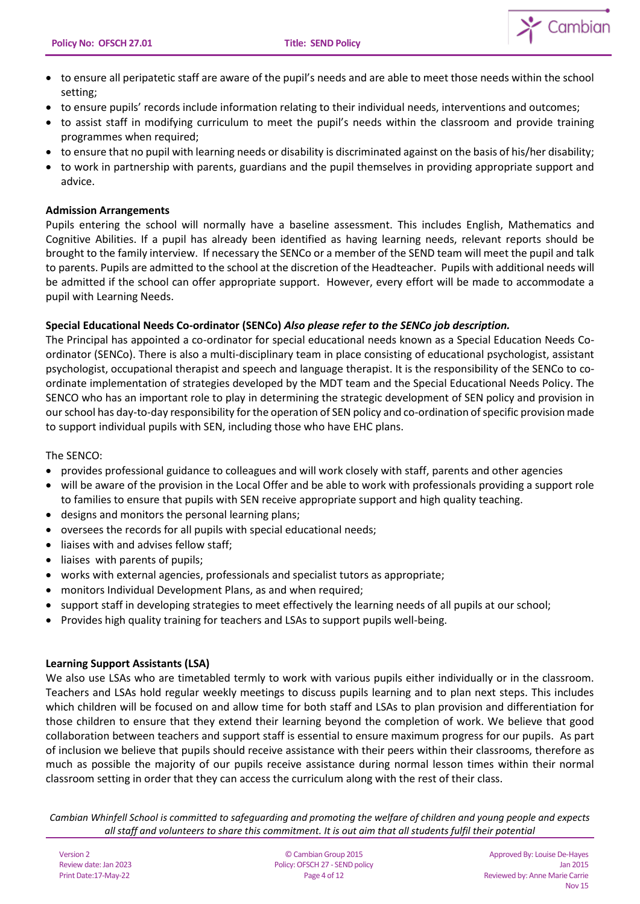- to ensure all peripatetic staff are aware of the pupil's needs and are able to meet those needs within the school setting;
- to ensure pupils' records include information relating to their individual needs, interventions and outcomes;
- to assist staff in modifying curriculum to meet the pupil's needs within the classroom and provide training programmes when required;
- to ensure that no pupil with learning needs or disability is discriminated against on the basis of his/her disability;
- to work in partnership with parents, guardians and the pupil themselves in providing appropriate support and advice.

**Admission Arrangements**

Pupils entering the school will normally have a baseline assessment. This includes English, Mathematics and Cognitive Abilities. If a pupil has already been identified as having learning needs, relevant reports should be brought to the family interview. If necessary the SENCo or a member of the SEND team will meet the pupil and talk to parents. Pupils are admitted to the school at the discretion of the Headteacher. Pupils with additional needs will be admitted if the school can offer appropriate support. However, every effort will be made to accommodate a pupil with Learning Needs.

**Special Educational Needs Co-ordinator (SENCo)** ***Also please refer to the SENCo job description.***

The Principal has appointed a co-ordinator for special educational needs known as a Special Education Needs Co-ordinator (SENCo). There is also a multi-disciplinary team in place consisting of educational psychologist, assistant psychologist, occupational therapist and speech and language therapist. It is the responsibility of the SENCo to co-ordinate implementation of strategies developed by the MDT team and the Special Educational Needs Policy. The SENCO who has an important role to play in determining the strategic development of SEN policy and provision in our school has day-to-day responsibility for the operation of SEN policy and co-ordination of specific provision made to support individual pupils with SEN, including those who have EHC plans.

The SENCO:

- provides professional guidance to colleagues and will work closely with staff, parents and other agencies
- will be aware of the provision in the Local Offer and be able to work with professionals providing a support role to families to ensure that pupils with SEN receive appropriate support and high quality teaching.
- designs and monitors the personal learning plans;
- oversees the records for all pupils with special educational needs;
- liaises with and advises fellow staff;
- liaises with parents of pupils;
- works with external agencies, professionals and specialist tutors as appropriate;
- monitors Individual Development Plans, as and when required;
- support staff in developing strategies to meet effectively the learning needs of all pupils at our school;
- Provides high quality training for teachers and LSAs to support pupils well-being.

**Learning Support Assistants (LSA)**

We also use LSAs who are timetabled termly to work with various pupils either individually or in the classroom. Teachers and LSAs hold regular weekly meetings to discuss pupils learning and to plan next steps. This includes which children will be focused on and allow time for both staff and LSAs to plan provision and differentiation for those children to ensure that they extend their learning beyond the completion of work. We believe that good collaboration between teachers and support staff is essential to ensure maximum progress for our pupils. As part of inclusion we believe that pupils should receive assistance with their peers within their classrooms, therefore as much as possible the majority of our pupils receive assistance during normal lesson times within their normal classroom setting in order that they can access the curriculum along with the rest of their class.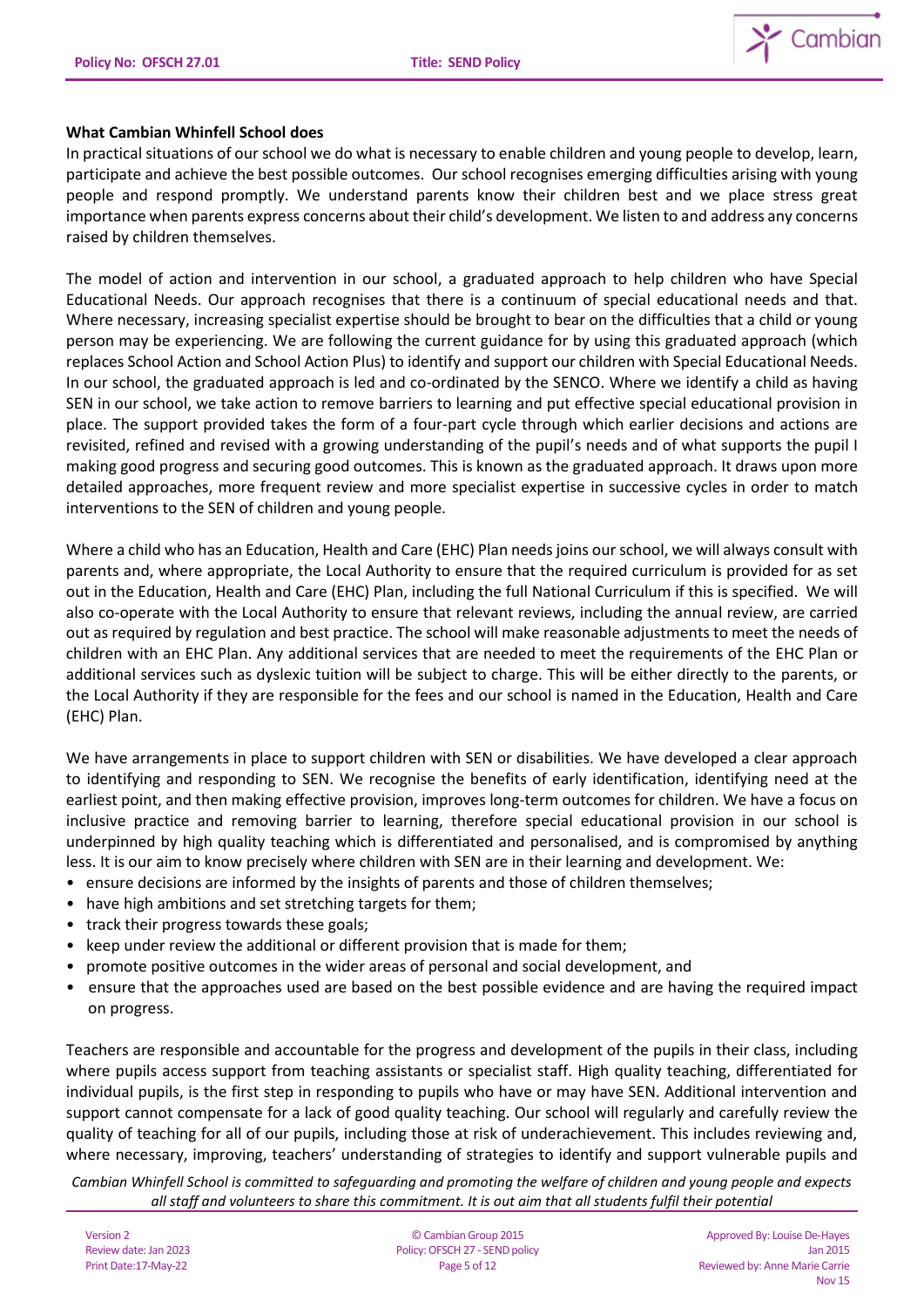**What Cambian Whinfell School does**

In practical situations of our school we do what is necessary to enable children and young people to develop, learn, participate and achieve the best possible outcomes. Our school recognises emerging difficulties arising with young people and respond promptly. We understand parents know their children best and we place stress great importance when parents express concerns about their child's development. We listen to and address any concerns raised by children themselves.

The model of action and intervention in our school, a graduated approach to help children who have Special Educational Needs. Our approach recognises that there is a continuum of special educational needs and that. Where necessary, increasing specialist expertise should be brought to bear on the difficulties that a child or young person may be experiencing. We are following the current guidance for by using this graduated approach (which replaces School Action and School Action Plus) to identify and support our children with Special Educational Needs. In our school, the graduated approach is led and co-ordinated by the SENCO. Where we identify a child as having SEN in our school, we take action to remove barriers to learning and put effective special educational provision in place. The support provided takes the form of a four-part cycle through which earlier decisions and actions are revisited, refined and revised with a growing understanding of the pupil's needs and of what supports the pupil I making good progress and securing good outcomes. This is known as the graduated approach. It draws upon more detailed approaches, more frequent review and more specialist expertise in successive cycles in order to match interventions to the SEN of children and young people.

Where a child who has an Education, Health and Care (EHC) Plan needs joins our school, we will always consult with parents and, where appropriate, the Local Authority to ensure that the required curriculum is provided for as set out in the Education, Health and Care (EHC) Plan, including the full National Curriculum if this is specified. We will also co-operate with the Local Authority to ensure that relevant reviews, including the annual review, are carried out as required by regulation and best practice. The school will make reasonable adjustments to meet the needs of children with an EHC Plan. Any additional services that are needed to meet the requirements of the EHC Plan or additional services such as dyslexic tuition will be subject to charge. This will be either directly to the parents, or the Local Authority if they are responsible for the fees and our school is named in the Education, Health and Care (EHC) Plan.

We have arrangements in place to support children with SEN or disabilities. We have developed a clear approach to identifying and responding to SEN. We recognise the benefits of early identification, identifying need at the earliest point, and then making effective provision, improves long-term outcomes for children. We have a focus on inclusive practice and removing barrier to learning, therefore special educational provision in our school is underpinned by high quality teaching which is differentiated and personalised, and is compromised by anything less. It is our aim to know precisely where children with SEN are in their learning and development. We:

- ensure decisions are informed by the insights of parents and those of children themselves;
- have high ambitions and set stretching targets for them;
- track their progress towards these goals;
- keep under review the additional or different provision that is made for them;
- promote positive outcomes in the wider areas of personal and social development, and
- ensure that the approaches used are based on the best possible evidence and are having the required impact on progress.

Teachers are responsible and accountable for the progress and development of the pupils in their class, including where pupils access support from teaching assistants or specialist staff. High quality teaching, differentiated for individual pupils, is the first step in responding to pupils who have or may have SEN. Additional intervention and support cannot compensate for a lack of good quality teaching. Our school will regularly and carefully review the quality of teaching for all of our pupils, including those at risk of underachievement. This includes reviewing and, where necessary, improving, teachers' understanding of strategies to identify and support vulnerable pupils and

*Cambian Whinfell School is committed to safeguarding and promoting the welfare of children and young people and expects all staff and volunteers to share this commitment. It is out aim that all students fulfil their potential*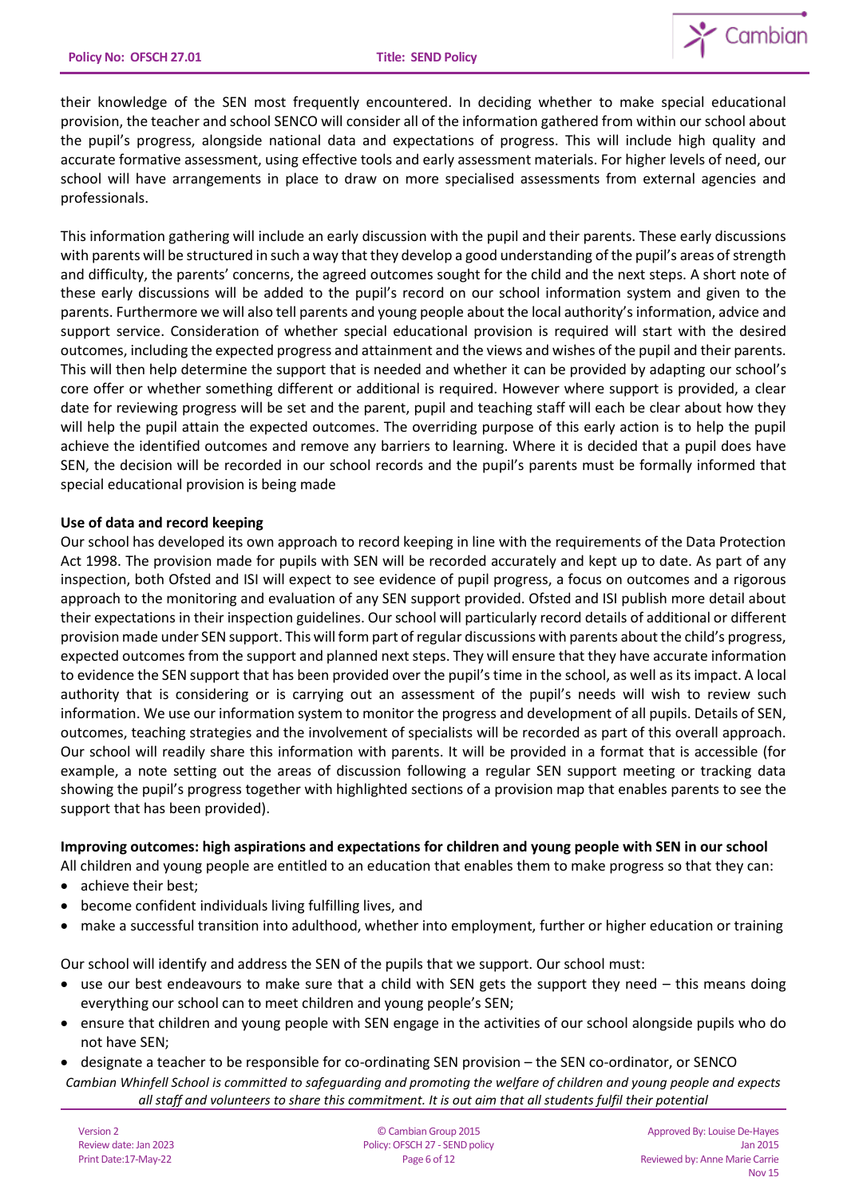their knowledge of the SEN most frequently encountered. In deciding whether to make special educational provision, the teacher and school SENCO will consider all of the information gathered from within our school about the pupil's progress, alongside national data and expectations of progress. This will include high quality and accurate formative assessment, using effective tools and early assessment materials. For higher levels of need, our school will have arrangements in place to draw on more specialised assessments from external agencies and professionals.

This information gathering will include an early discussion with the pupil and their parents. These early discussions with parents will be structured in such a way that they develop a good understanding of the pupil's areas of strength and difficulty, the parents' concerns, the agreed outcomes sought for the child and the next steps. A short note of these early discussions will be added to the pupil's record on our school information system and given to the parents. Furthermore we will also tell parents and young people about the local authority's information, advice and support service. Consideration of whether special educational provision is required will start with the desired outcomes, including the expected progress and attainment and the views and wishes of the pupil and their parents. This will then help determine the support that is needed and whether it can be provided by adapting our school's core offer or whether something different or additional is required. However where support is provided, a clear date for reviewing progress will be set and the parent, pupil and teaching staff will each be clear about how they will help the pupil attain the expected outcomes. The overriding purpose of this early action is to help the pupil achieve the identified outcomes and remove any barriers to learning. Where it is decided that a pupil does have SEN, the decision will be recorded in our school records and the pupil's parents must be formally informed that special educational provision is being made

**Use of data and record keeping**

Our school has developed its own approach to record keeping in line with the requirements of the Data Protection Act 1998. The provision made for pupils with SEN will be recorded accurately and kept up to date. As part of any inspection, both Ofsted and ISI will expect to see evidence of pupil progress, a focus on outcomes and a rigorous approach to the monitoring and evaluation of any SEN support provided. Ofsted and ISI publish more detail about their expectations in their inspection guidelines. Our school will particularly record details of additional or different provision made under SEN support. This will form part of regular discussions with parents about the child's progress, expected outcomes from the support and planned next steps. They will ensure that they have accurate information to evidence the SEN support that has been provided over the pupil's time in the school, as well as its impact. A local authority that is considering or is carrying out an assessment of the pupil's needs will wish to review such information. We use our information system to monitor the progress and development of all pupils. Details of SEN, outcomes, teaching strategies and the involvement of specialists will be recorded as part of this overall approach. Our school will readily share this information with parents. It will be provided in a format that is accessible (for example, a note setting out the areas of discussion following a regular SEN support meeting or tracking data showing the pupil's progress together with highlighted sections of a provision map that enables parents to see the support that has been provided).

**Improving outcomes: high aspirations and expectations for children and young people with SEN in our school**

All children and young people are entitled to an education that enables them to make progress so that they can:

- achieve their best;
- become confident individuals living fulfilling lives, and
- make a successful transition into adulthood, whether into employment, further or higher education or training

Our school will identify and address the SEN of the pupils that we support. Our school must:

- use our best endeavours to make sure that a child with SEN gets the support they need – this means doing everything our school can to meet children and young people's SEN;
- ensure that children and young people with SEN engage in the activities of our school alongside pupils who do not have SEN;
- designate a teacher to be responsible for co-ordinating SEN provision – the SEN co-ordinator, or SENCO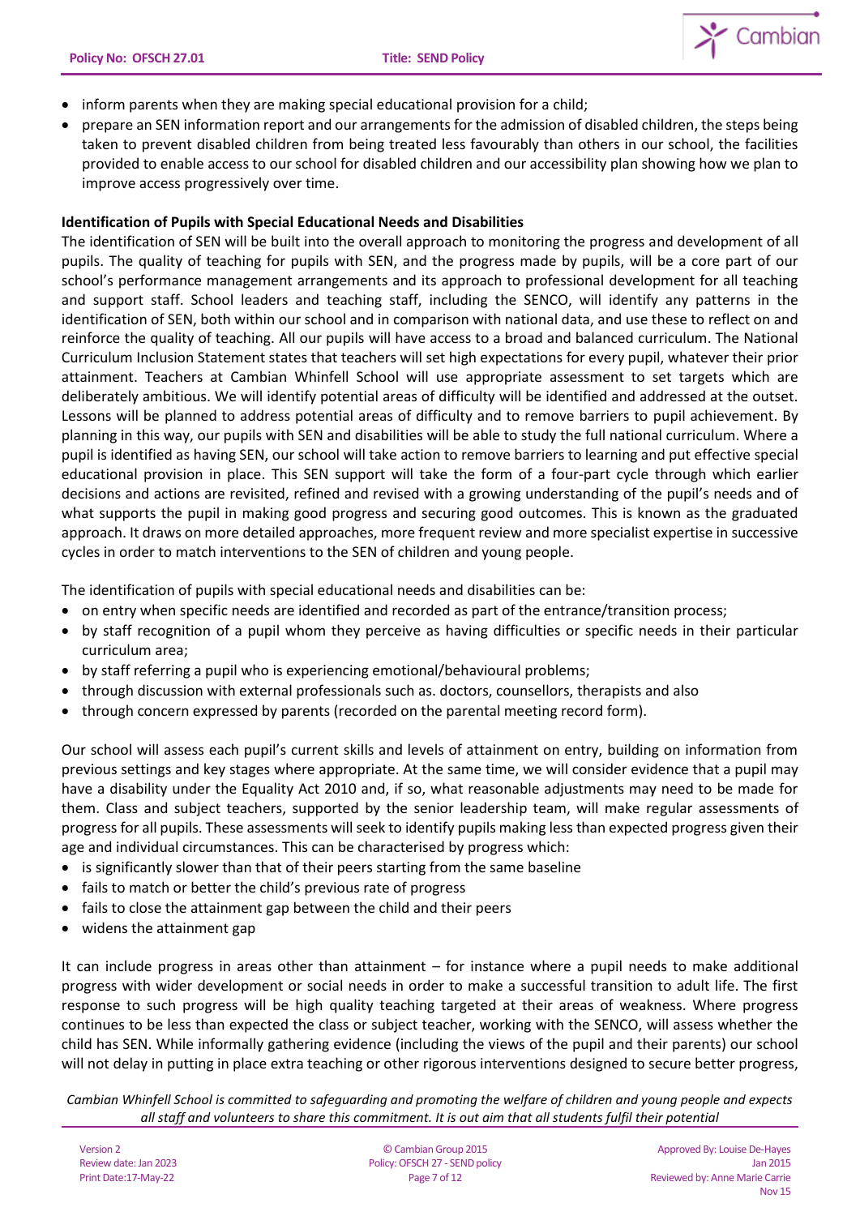- inform parents when they are making special educational provision for a child;
- prepare an SEN information report and our arrangements for the admission of disabled children, the steps being taken to prevent disabled children from being treated less favourably than others in our school, the facilities provided to enable access to our school for disabled children and our accessibility plan showing how we plan to improve access progressively over time.

**Identification of Pupils with Special Educational Needs and Disabilities**

The identification of SEN will be built into the overall approach to monitoring the progress and development of all pupils. The quality of teaching for pupils with SEN, and the progress made by pupils, will be a core part of our school's performance management arrangements and its approach to professional development for all teaching and support staff. School leaders and teaching staff, including the SENCO, will identify any patterns in the identification of SEN, both within our school and in comparison with national data, and use these to reflect on and reinforce the quality of teaching. All our pupils will have access to a broad and balanced curriculum. The National Curriculum Inclusion Statement states that teachers will set high expectations for every pupil, whatever their prior attainment. Teachers at Cambian Whinfell School will use appropriate assessment to set targets which are deliberately ambitious. We will identify potential areas of difficulty will be identified and addressed at the outset. Lessons will be planned to address potential areas of difficulty and to remove barriers to pupil achievement. By planning in this way, our pupils with SEN and disabilities will be able to study the full national curriculum. Where a pupil is identified as having SEN, our school will take action to remove barriers to learning and put effective special educational provision in place. This SEN support will take the form of a four-part cycle through which earlier decisions and actions are revisited, refined and revised with a growing understanding of the pupil's needs and of what supports the pupil in making good progress and securing good outcomes. This is known as the graduated approach. It draws on more detailed approaches, more frequent review and more specialist expertise in successive cycles in order to match interventions to the SEN of children and young people.

The identification of pupils with special educational needs and disabilities can be:

- on entry when specific needs are identified and recorded as part of the entrance/transition process;
- by staff recognition of a pupil whom they perceive as having difficulties or specific needs in their particular curriculum area;
- by staff referring a pupil who is experiencing emotional/behavioural problems;
- through discussion with external professionals such as. doctors, counsellors, therapists and also
- through concern expressed by parents (recorded on the parental meeting record form).

Our school will assess each pupil's current skills and levels of attainment on entry, building on information from previous settings and key stages where appropriate. At the same time, we will consider evidence that a pupil may have a disability under the Equality Act 2010 and, if so, what reasonable adjustments may need to be made for them. Class and subject teachers, supported by the senior leadership team, will make regular assessments of progress for all pupils. These assessments will seek to identify pupils making less than expected progress given their age and individual circumstances. This can be characterised by progress which:

- is significantly slower than that of their peers starting from the same baseline
- fails to match or better the child's previous rate of progress
- fails to close the attainment gap between the child and their peers
- widens the attainment gap

It can include progress in areas other than attainment – for instance where a pupil needs to make additional progress with wider development or social needs in order to make a successful transition to adult life. The first response to such progress will be high quality teaching targeted at their areas of weakness. Where progress continues to be less than expected the class or subject teacher, working with the SENCO, will assess whether the child has SEN. While informally gathering evidence (including the views of the pupil and their parents) our school will not delay in putting in place extra teaching or other rigorous interventions designed to secure better progress,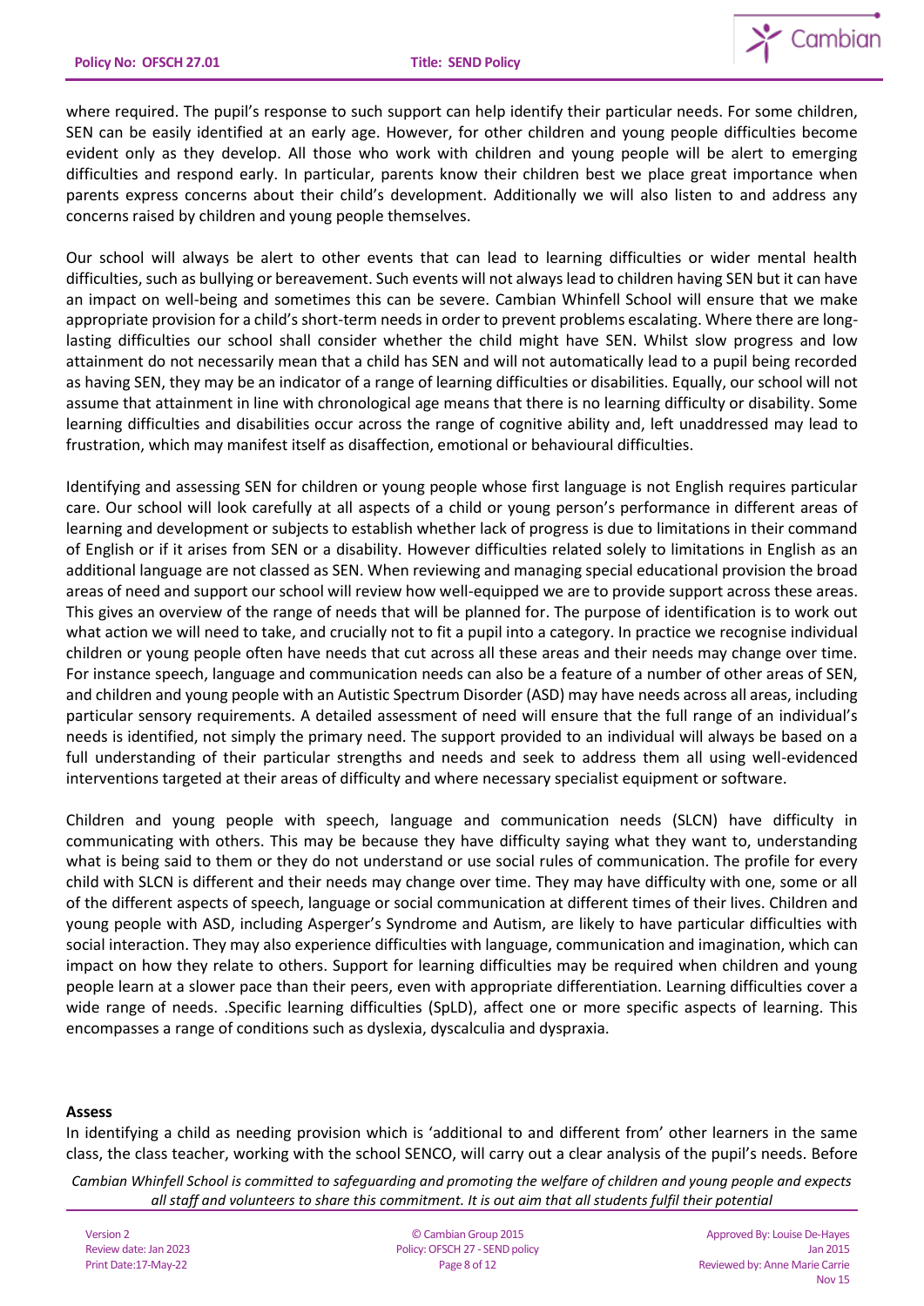where required. The pupil's response to such support can help identify their particular needs. For some children, SEN can be easily identified at an early age. However, for other children and young people difficulties become evident only as they develop. All those who work with children and young people will be alert to emerging difficulties and respond early. In particular, parents know their children best we place great importance when parents express concerns about their child's development. Additionally we will also listen to and address any concerns raised by children and young people themselves.

Our school will always be alert to other events that can lead to learning difficulties or wider mental health difficulties, such as bullying or bereavement. Such events will not always lead to children having SEN but it can have an impact on well-being and sometimes this can be severe. Cambian Whinfell School will ensure that we make appropriate provision for a child's short-term needs in order to prevent problems escalating. Where there are long-lasting difficulties our school shall consider whether the child might have SEN. Whilst slow progress and low attainment do not necessarily mean that a child has SEN and will not automatically lead to a pupil being recorded as having SEN, they may be an indicator of a range of learning difficulties or disabilities. Equally, our school will not assume that attainment in line with chronological age means that there is no learning difficulty or disability. Some learning difficulties and disabilities occur across the range of cognitive ability and, left unaddressed may lead to frustration, which may manifest itself as disaffection, emotional or behavioural difficulties.

Identifying and assessing SEN for children or young people whose first language is not English requires particular care. Our school will look carefully at all aspects of a child or young person's performance in different areas of learning and development or subjects to establish whether lack of progress is due to limitations in their command of English or if it arises from SEN or a disability. However difficulties related solely to limitations in English as an additional language are not classed as SEN. When reviewing and managing special educational provision the broad areas of need and support our school will review how well-equipped we are to provide support across these areas. This gives an overview of the range of needs that will be planned for. The purpose of identification is to work out what action we will need to take, and crucially not to fit a pupil into a category. In practice we recognise individual children or young people often have needs that cut across all these areas and their needs may change over time. For instance speech, language and communication needs can also be a feature of a number of other areas of SEN, and children and young people with an Autistic Spectrum Disorder (ASD) may have needs across all areas, including particular sensory requirements. A detailed assessment of need will ensure that the full range of an individual's needs is identified, not simply the primary need. The support provided to an individual will always be based on a full understanding of their particular strengths and needs and seek to address them all using well-evidenced interventions targeted at their areas of difficulty and where necessary specialist equipment or software.

Children and young people with speech, language and communication needs (SLCN) have difficulty in communicating with others. This may be because they have difficulty saying what they want to, understanding what is being said to them or they do not understand or use social rules of communication. The profile for every child with SLCN is different and their needs may change over time. They may have difficulty with one, some or all of the different aspects of speech, language or social communication at different times of their lives. Children and young people with ASD, including Asperger's Syndrome and Autism, are likely to have particular difficulties with social interaction. They may also experience difficulties with language, communication and imagination, which can impact on how they relate to others. Support for learning difficulties may be required when children and young people learn at a slower pace than their peers, even with appropriate differentiation. Learning difficulties cover a wide range of needs. .Specific learning difficulties (SpLD), affect one or more specific aspects of learning. This encompasses a range of conditions such as dyslexia, dyscalculia and dyspraxia.

**Assess**

In identifying a child as needing provision which is 'additional to and different from' other learners in the same class, the class teacher, working with the school SENCO, will carry out a clear analysis of the pupil's needs. Before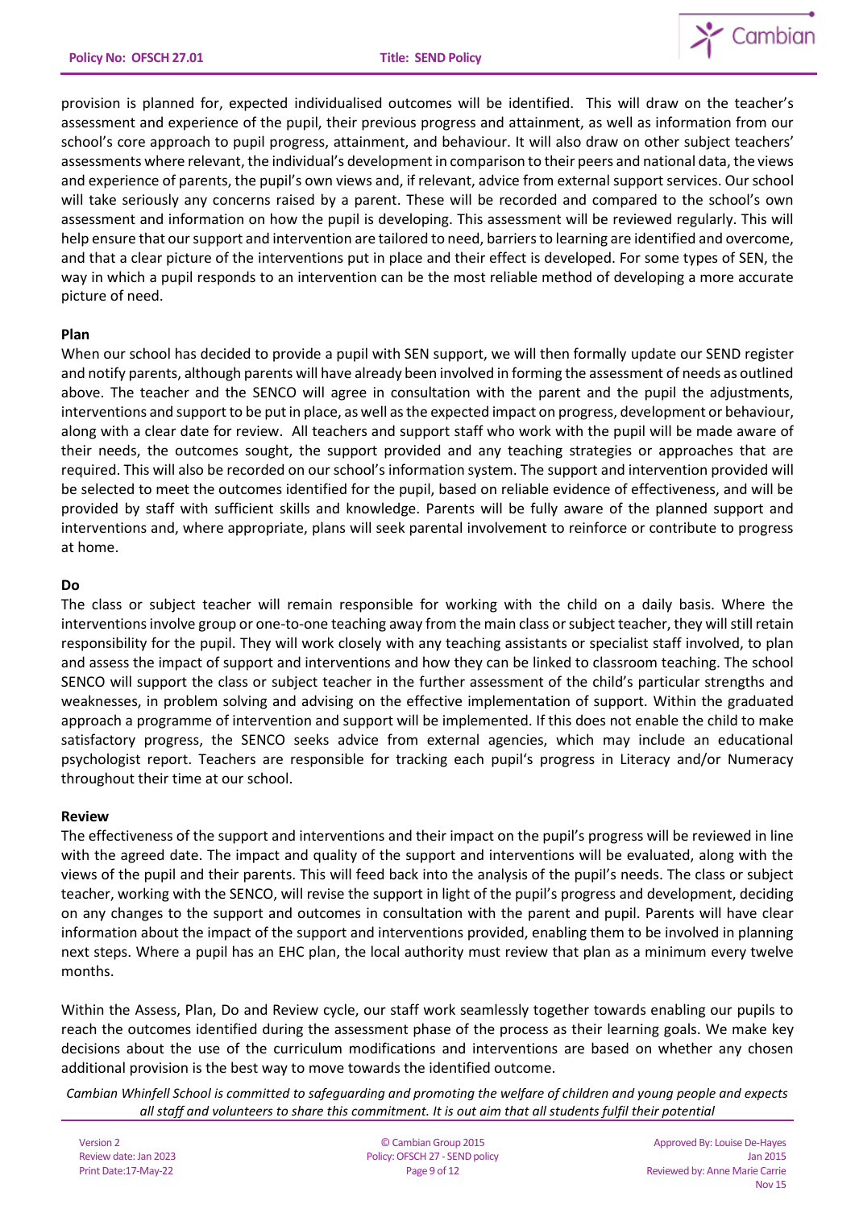provision is planned for, expected individualised outcomes will be identified. This will draw on the teacher's assessment and experience of the pupil, their previous progress and attainment, as well as information from our school's core approach to pupil progress, attainment, and behaviour. It will also draw on other subject teachers' assessments where relevant, the individual's development in comparison to their peers and national data, the views and experience of parents, the pupil's own views and, if relevant, advice from external support services. Our school will take seriously any concerns raised by a parent. These will be recorded and compared to the school's own assessment and information on how the pupil is developing. This assessment will be reviewed regularly. This will help ensure that our support and intervention are tailored to need, barriers to learning are identified and overcome, and that a clear picture of the interventions put in place and their effect is developed. For some types of SEN, the way in which a pupil responds to an intervention can be the most reliable method of developing a more accurate picture of need.

**Plan**

When our school has decided to provide a pupil with SEN support, we will then formally update our SEND register and notify parents, although parents will have already been involved in forming the assessment of needs as outlined above. The teacher and the SENCO will agree in consultation with the parent and the pupil the adjustments, interventions and support to be put in place, as well as the expected impact on progress, development or behaviour, along with a clear date for review. All teachers and support staff who work with the pupil will be made aware of their needs, the outcomes sought, the support provided and any teaching strategies or approaches that are required. This will also be recorded on our school's information system. The support and intervention provided will be selected to meet the outcomes identified for the pupil, based on reliable evidence of effectiveness, and will be provided by staff with sufficient skills and knowledge. Parents will be fully aware of the planned support and interventions and, where appropriate, plans will seek parental involvement to reinforce or contribute to progress at home.

**Do**

The class or subject teacher will remain responsible for working with the child on a daily basis. Where the interventions involve group or one-to-one teaching away from the main class or subject teacher, they will still retain responsibility for the pupil. They will work closely with any teaching assistants or specialist staff involved, to plan and assess the impact of support and interventions and how they can be linked to classroom teaching. The school SENCO will support the class or subject teacher in the further assessment of the child's particular strengths and weaknesses, in problem solving and advising on the effective implementation of support. Within the graduated approach a programme of intervention and support will be implemented. If this does not enable the child to make satisfactory progress, the SENCO seeks advice from external agencies, which may include an educational psychologist report. Teachers are responsible for tracking each pupil's progress in Literacy and/or Numeracy throughout their time at our school.

**Review**

The effectiveness of the support and interventions and their impact on the pupil's progress will be reviewed in line with the agreed date. The impact and quality of the support and interventions will be evaluated, along with the views of the pupil and their parents. This will feed back into the analysis of the pupil's needs. The class or subject teacher, working with the SENCO, will revise the support in light of the pupil's progress and development, deciding on any changes to the support and outcomes in consultation with the parent and pupil. Parents will have clear information about the impact of the support and interventions provided, enabling them to be involved in planning next steps. Where a pupil has an EHC plan, the local authority must review that plan as a minimum every twelve months.

Within the Assess, Plan, Do and Review cycle, our staff work seamlessly together towards enabling our pupils to reach the outcomes identified during the assessment phase of the process as their learning goals. We make key decisions about the use of the curriculum modifications and interventions are based on whether any chosen additional provision is the best way to move towards the identified outcome.

*Cambian Whinfell School is committed to safeguarding and promoting the welfare of children and young people and expects all staff and volunteers to share this commitment. It is out aim that all students fulfil their potential*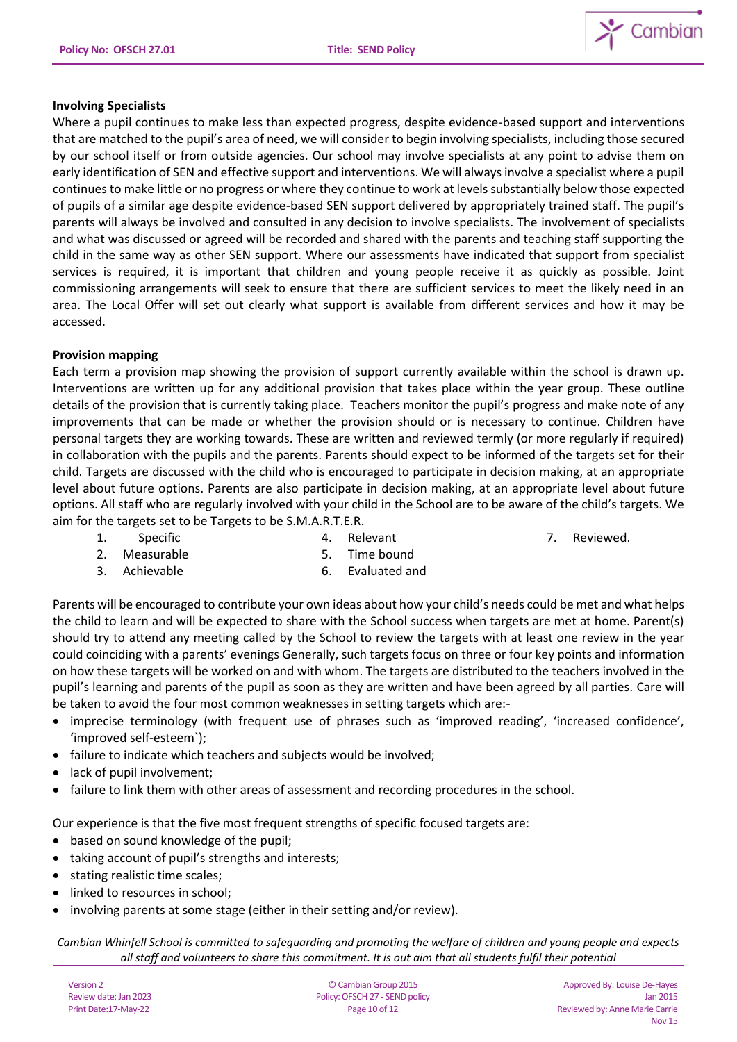**Involving Specialists**

Where a pupil continues to make less than expected progress, despite evidence-based support and interventions that are matched to the pupil's area of need, we will consider to begin involving specialists, including those secured by our school itself or from outside agencies. Our school may involve specialists at any point to advise them on early identification of SEN and effective support and interventions. We will always involve a specialist where a pupil continues to make little or no progress or where they continue to work at levels substantially below those expected of pupils of a similar age despite evidence-based SEN support delivered by appropriately trained staff. The pupil's parents will always be involved and consulted in any decision to involve specialists. The involvement of specialists and what was discussed or agreed will be recorded and shared with the parents and teaching staff supporting the child in the same way as other SEN support. Where our assessments have indicated that support from specialist services is required, it is important that children and young people receive it as quickly as possible. Joint commissioning arrangements will seek to ensure that there are sufficient services to meet the likely need in an area. The Local Offer will set out clearly what support is available from different services and how it may be accessed.

**Provision mapping**

Each term a provision map showing the provision of support currently available within the school is drawn up. Interventions are written up for any additional provision that takes place within the year group. These outline details of the provision that is currently taking place. Teachers monitor the pupil's progress and make note of any improvements that can be made or whether the provision should or is necessary to continue. Children have personal targets they are working towards. These are written and reviewed termly (or more regularly if required) in collaboration with the pupils and the parents. Parents should expect to be informed of the targets set for their child. Targets are discussed with the child who is encouraged to participate in decision making, at an appropriate level about future options. Parents are also participate in decision making, at an appropriate level about future options. All staff who are regularly involved with your child in the School are to be aware of the child's targets. We aim for the targets set to be Targets to be S.M.A.R.T.E.R.

1. Specific
2. Measurable
3. Achievable
4. Relevant
5. Time bound
6. Evaluated and
7. Reviewed.

Parents will be encouraged to contribute your own ideas about how your child's needs could be met and what helps the child to learn and will be expected to share with the School success when targets are met at home. Parent(s) should try to attend any meeting called by the School to review the targets with at least one review in the year could coinciding with a parents' evenings Generally, such targets focus on three or four key points and information on how these targets will be worked on and with whom. The targets are distributed to the teachers involved in the pupil's learning and parents of the pupil as soon as they are written and have been agreed by all parties. Care will be taken to avoid the four most common weaknesses in setting targets which are:-

- imprecise terminology (with frequent use of phrases such as 'improved reading', 'increased confidence', 'improved self-esteem`);
- failure to indicate which teachers and subjects would be involved;
- lack of pupil involvement;
- failure to link them with other areas of assessment and recording procedures in the school.

Our experience is that the five most frequent strengths of specific focused targets are:

- based on sound knowledge of the pupil;
- taking account of pupil's strengths and interests;
- stating realistic time scales;
- linked to resources in school;
- involving parents at some stage (either in their setting and/or review).

*Cambian Whinfell School is committed to safeguarding and promoting the welfare of children and young people and expects all staff and volunteers to share this commitment. It is out aim that all students fulfil their potential*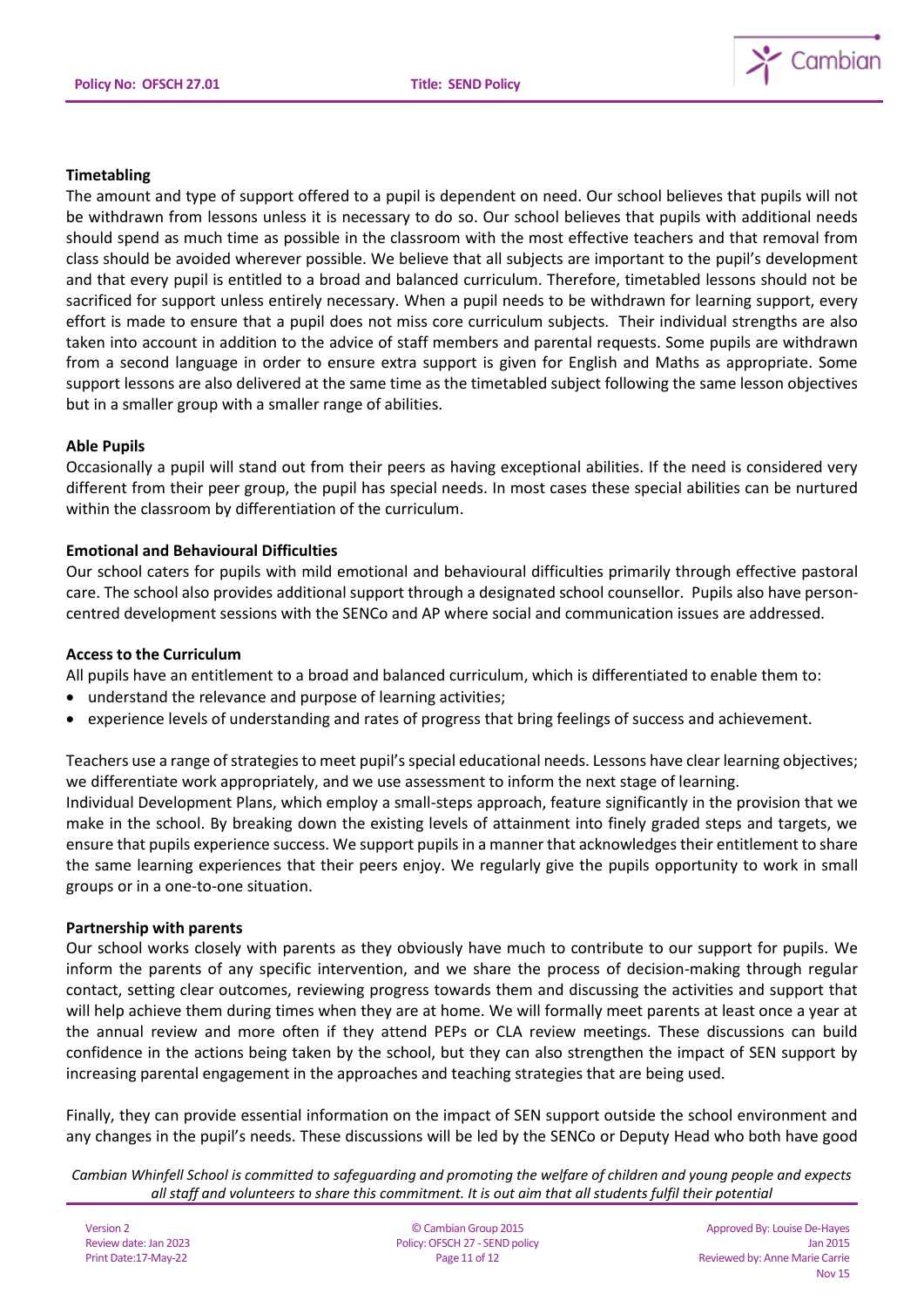**Timetabling**

The amount and type of support offered to a pupil is dependent on need. Our school believes that pupils will not be withdrawn from lessons unless it is necessary to do so. Our school believes that pupils with additional needs should spend as much time as possible in the classroom with the most effective teachers and that removal from class should be avoided wherever possible. We believe that all subjects are important to the pupil's development and that every pupil is entitled to a broad and balanced curriculum. Therefore, timetabled lessons should not be sacrificed for support unless entirely necessary. When a pupil needs to be withdrawn for learning support, every effort is made to ensure that a pupil does not miss core curriculum subjects. Their individual strengths are also taken into account in addition to the advice of staff members and parental requests. Some pupils are withdrawn from a second language in order to ensure extra support is given for English and Maths as appropriate. Some support lessons are also delivered at the same time as the timetabled subject following the same lesson objectives but in a smaller group with a smaller range of abilities.

**Able Pupils**

Occasionally a pupil will stand out from their peers as having exceptional abilities. If the need is considered very different from their peer group, the pupil has special needs. In most cases these special abilities can be nurtured within the classroom by differentiation of the curriculum.

**Emotional and Behavioural Difficulties**

Our school caters for pupils with mild emotional and behavioural difficulties primarily through effective pastoral care. The school also provides additional support through a designated school counsellor. Pupils also have person-centred development sessions with the SENCo and AP where social and communication issues are addressed.

**Access to the Curriculum**

All pupils have an entitlement to a broad and balanced curriculum, which is differentiated to enable them to:

- understand the relevance and purpose of learning activities;
- experience levels of understanding and rates of progress that bring feelings of success and achievement.

Teachers use a range of strategies to meet pupil's special educational needs. Lessons have clear learning objectives; we differentiate work appropriately, and we use assessment to inform the next stage of learning.
Individual Development Plans, which employ a small-steps approach, feature significantly in the provision that we make in the school. By breaking down the existing levels of attainment into finely graded steps and targets, we ensure that pupils experience success. We support pupils in a manner that acknowledges their entitlement to share the same learning experiences that their peers enjoy. We regularly give the pupils opportunity to work in small groups or in a one-to-one situation.

**Partnership with parents**

Our school works closely with parents as they obviously have much to contribute to our support for pupils. We inform the parents of any specific intervention, and we share the process of decision-making through regular contact, setting clear outcomes, reviewing progress towards them and discussing the activities and support that will help achieve them during times when they are at home. We will formally meet parents at least once a year at the annual review and more often if they attend PEPs or CLA review meetings. These discussions can build confidence in the actions being taken by the school, but they can also strengthen the impact of SEN support by increasing parental engagement in the approaches and teaching strategies that are being used.

Finally, they can provide essential information on the impact of SEN support outside the school environment and any changes in the pupil's needs. These discussions will be led by the SENCo or Deputy Head who both have good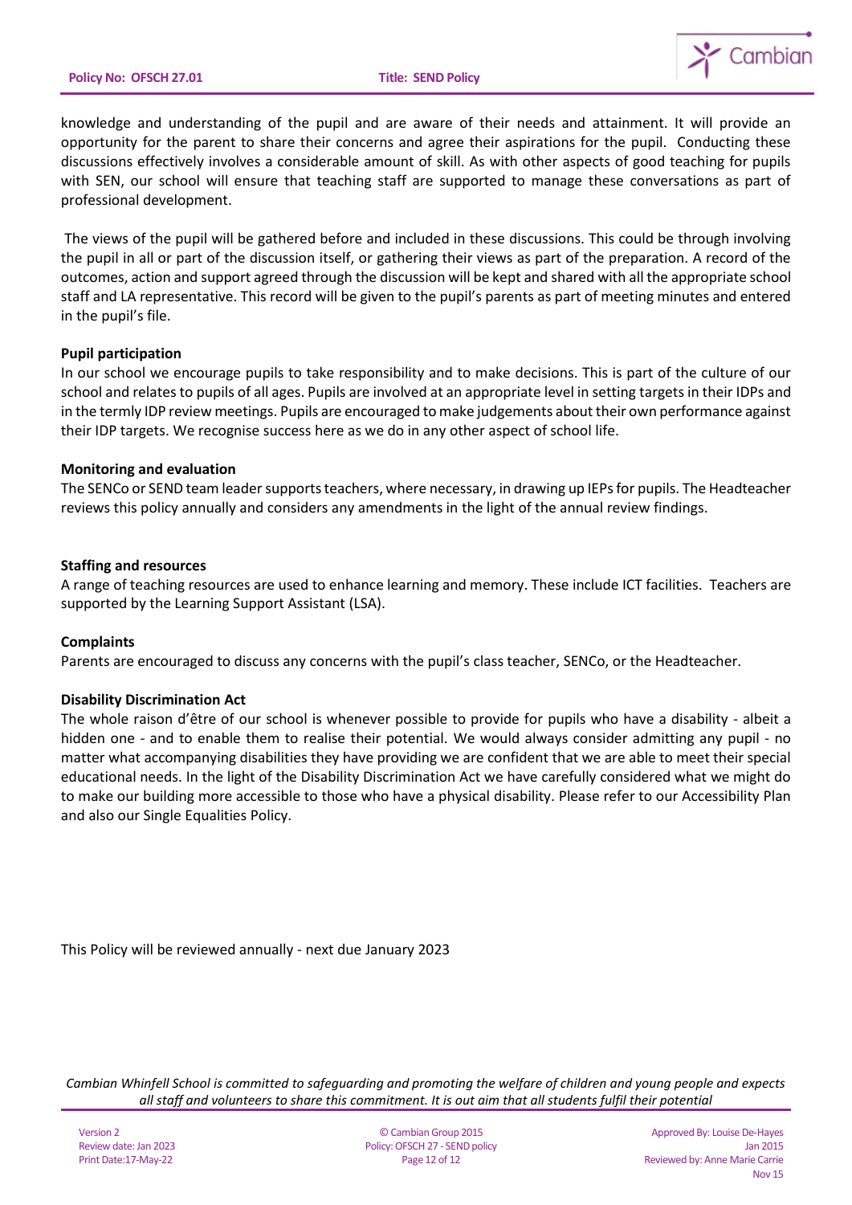knowledge and understanding of the pupil and are aware of their needs and attainment. It will provide an opportunity for the parent to share their concerns and agree their aspirations for the pupil. Conducting these discussions effectively involves a considerable amount of skill. As with other aspects of good teaching for pupils with SEN, our school will ensure that teaching staff are supported to manage these conversations as part of professional development.

The views of the pupil will be gathered before and included in these discussions. This could be through involving the pupil in all or part of the discussion itself, or gathering their views as part of the preparation. A record of the outcomes, action and support agreed through the discussion will be kept and shared with all the appropriate school staff and LA representative. This record will be given to the pupil's parents as part of meeting minutes and entered in the pupil's file.

**Pupil participation**

In our school we encourage pupils to take responsibility and to make decisions. This is part of the culture of our school and relates to pupils of all ages. Pupils are involved at an appropriate level in setting targets in their IDPs and in the termly IDP review meetings. Pupils are encouraged to make judgements about their own performance against their IDP targets. We recognise success here as we do in any other aspect of school life.

**Monitoring and evaluation**

The SENCo or SEND team leader supports teachers, where necessary, in drawing up IEPs for pupils. The Headteacher reviews this policy annually and considers any amendments in the light of the annual review findings.

**Staffing and resources**

A range of teaching resources are used to enhance learning and memory. These include ICT facilities. Teachers are supported by the Learning Support Assistant (LSA).

**Complaints**

Parents are encouraged to discuss any concerns with the pupil's class teacher, SENCo, or the Headteacher.

**Disability Discrimination Act**

The whole raison d'être of our school is whenever possible to provide for pupils who have a disability - albeit a hidden one - and to enable them to realise their potential. We would always consider admitting any pupil - no matter what accompanying disabilities they have providing we are confident that we are able to meet their special educational needs. In the light of the Disability Discrimination Act we have carefully considered what we might do to make our building more accessible to those who have a physical disability. Please refer to our Accessibility Plan and also our Single Equalities Policy.

This Policy will be reviewed annually - next due January 2023